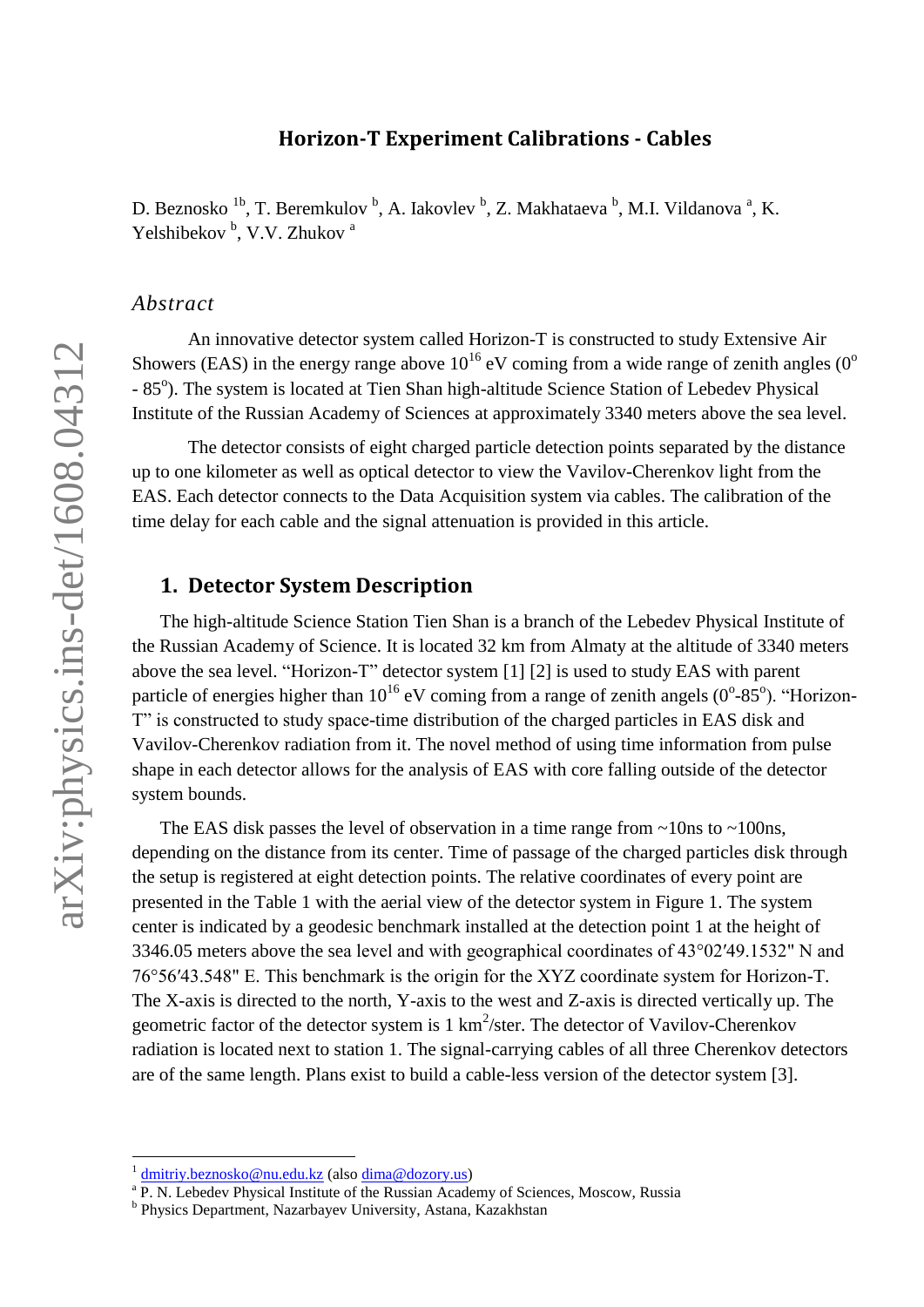# Horizon-T Experiment Calibrations - Cables

D. Beznosko [1b], T. Beremkulov [b], A. Iakovlev [b], Z. Makhataeva [b], M.I. Vildanova [a], K. Yelshibekov [b], V.V. Zhukov [a]

## *Abstract*

An innovative detector system called Horizon-T is constructed to study Extensive Air Showers (EAS) in the energy range above $10^{16}$ eV coming from a wide range of zenith angles ($0^o$ - $85^o$). The system is located at Tien Shan high-altitude Science Station of Lebedev Physical Institute of the Russian Academy of Sciences at approximately 3340 meters above the sea level.

The detector consists of eight charged particle detection points separated by the distance up to one kilometer as well as optical detector to view the Vavilov-Cherenkov light from the EAS. Each detector connects to the Data Acquisition system via cables. The calibration of the time delay for each cable and the signal attenuation is provided in this article.

## 1. Detector System Description

The high-altitude Science Station Tien Shan is a branch of the Lebedev Physical Institute of the Russian Academy of Science. It is located 32 km from Almaty at the altitude of 3340 meters above the sea level. "Horizon-T" detector system [1] [2] is used to study EAS with parent particle of energies higher than $10^{16}$ eV coming from a range of zenith angels ($0^o$-$85^o$). "Horizon-T" is constructed to study space-time distribution of the charged particles in EAS disk and Vavilov-Cherenkov radiation from it. The novel method of using time information from pulse shape in each detector allows for the analysis of EAS with core falling outside of the detector system bounds.

The EAS disk passes the level of observation in a time range from ~10ns to ~100ns, depending on the distance from its center. Time of passage of the charged particles disk through the setup is registered at eight detection points. The relative coordinates of every point are presented in the Table 1 with the aerial view of the detector system in Figure 1. The system center is indicated by a geodesic benchmark installed at the detection point 1 at the height of 3346.05 meters above the sea level and with geographical coordinates of 43°02′49.1532" N and 76°56′43.548" E. This benchmark is the origin for the XYZ coordinate system for Horizon-T. The X-axis is directed to the north, Y-axis to the west and Z-axis is directed vertically up. The geometric factor of the detector system is 1 $km^2$/ster. The detector of Vavilov-Cherenkov radiation is located next to station 1. The signal-carrying cables of all three Cherenkov detectors are of the same length. Plans exist to build a cable-less version of the detector system [3].

---

[1] dmitriy.beznosko@nu.edu.kz (also dima@dozory.us)

[a] P. N. Lebedev Physical Institute of the Russian Academy of Sciences, Moscow, Russia

[b] Physics Department, Nazarbayev University, Astana, Kazakhstan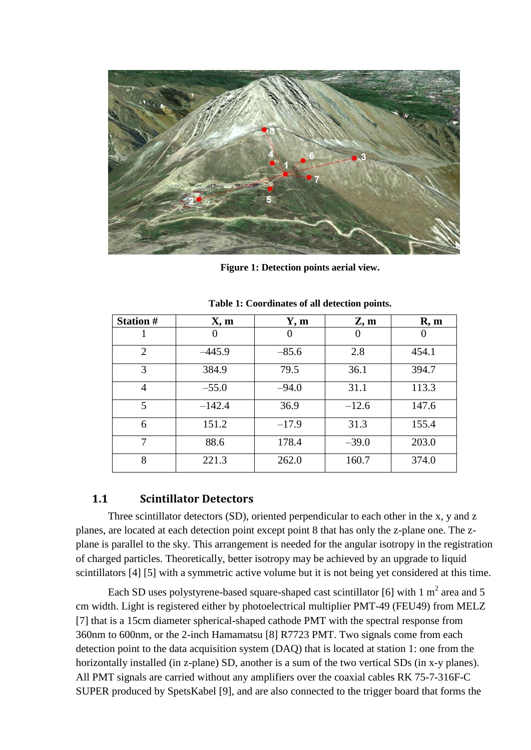Figure 1: Detection points aerial view.

**Table 1: Coordinates of all detection points.**

| Station # | X, m | Y, m | Z, m | R, m |
|---|---|---|---|---|
| 1 | 0 | 0 | 0 | 0 |
| 2 | –445.9 | –85.6 | 2.8 | 454.1 |
| 3 | 384.9 | 79.5 | 36.1 | 394.7 |
| 4 | –55.0 | –94.0 | 31.1 | 113.3 |
| 5 | –142.4 | 36.9 | –12.6 | 147.6 |
| 6 | 151.2 | –17.9 | 31.3 | 155.4 |
| 7 | 88.6 | 178.4 | –39.0 | 203.0 |
| 8 | 221.3 | 262.0 | 160.7 | 374.0 |

### 1.1 Scintillator Detectors

Three scintillator detectors (SD), oriented perpendicular to each other in the x, y and z planes, are located at each detection point except point 8 that has only the z-plane one. The z-plane is parallel to the sky. This arrangement is needed for the angular isotropy in the registration of charged particles. Theoretically, better isotropy may be achieved by an upgrade to liquid scintillators [4] [5] with a symmetric active volume but it is not being yet considered at this time.

Each SD uses polystyrene-based square-shaped cast scintillator [6] with 1 $m^2$ area and 5 cm width. Light is registered either by photoelectrical multiplier PMT-49 (FEU49) from MELZ [7] that is a 15cm diameter spherical-shaped cathode PMT with the spectral response from 360nm to 600nm, or the 2-inch Hamamatsu [8] R7723 PMT. Two signals come from each detection point to the data acquisition system (DAQ) that is located at station 1: one from the horizontally installed (in z-plane) SD, another is a sum of the two vertical SDs (in x-y planes). All PMT signals are carried without any amplifiers over the coaxial cables RK 75-7-316F-C SUPER produced by SpetsKabel [9], and are also connected to the trigger board that forms the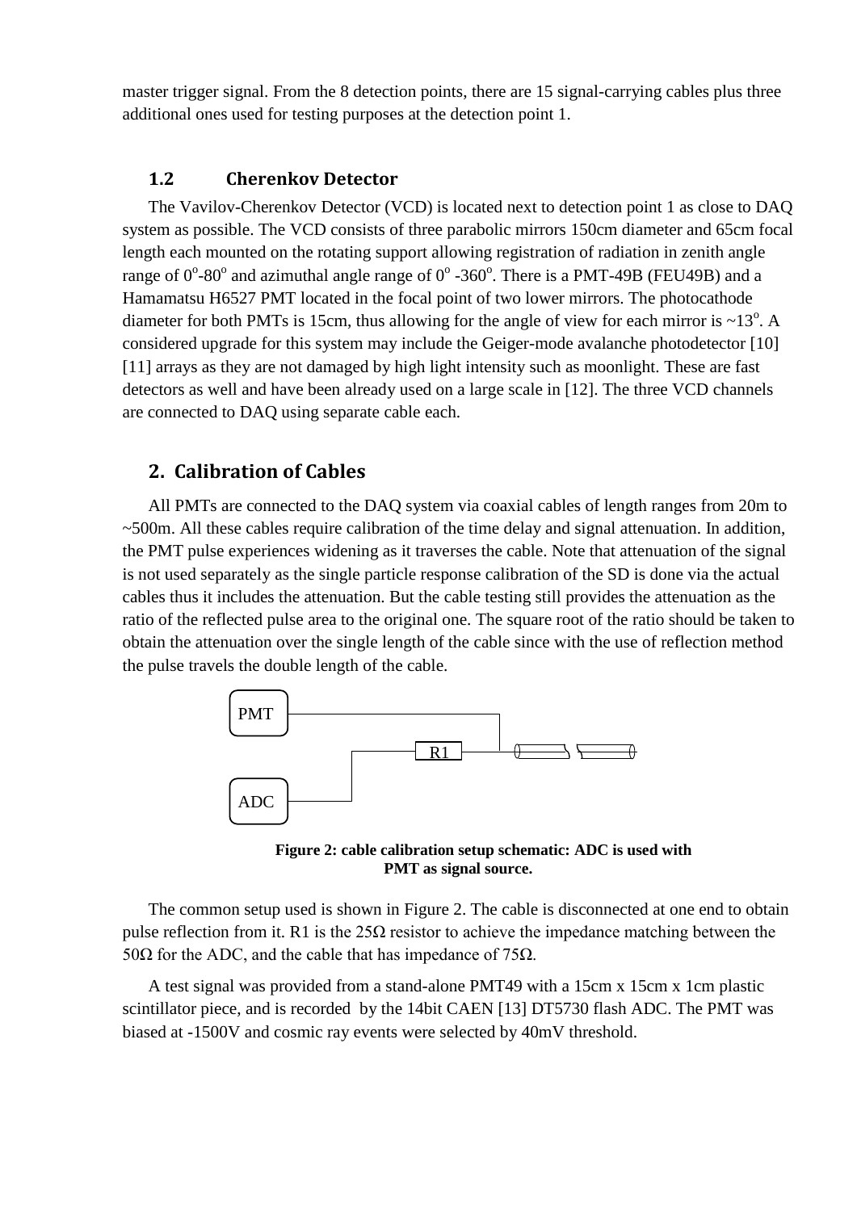master trigger signal. From the 8 detection points, there are 15 signal-carrying cables plus three additional ones used for testing purposes at the detection point 1.

### 1.2 Cherenkov Detector

The Vavilov-Cherenkov Detector (VCD) is located next to detection point 1 as close to DAQ system as possible. The VCD consists of three parabolic mirrors 150cm diameter and 65cm focal length each mounted on the rotating support allowing registration of radiation in zenith angle range of $0^{o}$-$80^{o}$ and azimuthal angle range of $0^{o}$ -$360^{o}$. There is a PMT-49B (FEU49B) and a Hamamatsu H6527 PMT located in the focal point of two lower mirrors. The photocathode diameter for both PMTs is 15cm, thus allowing for the angle of view for each mirror is ~$13^{o}$. A considered upgrade for this system may include the Geiger-mode avalanche photodetector [10] [11] arrays as they are not damaged by high light intensity such as moonlight. These are fast detectors as well and have been already used on a large scale in [12]. The three VCD channels are connected to DAQ using separate cable each.

## 2. Calibration of Cables

All PMTs are connected to the DAQ system via coaxial cables of length ranges from 20m to ~500m. All these cables require calibration of the time delay and signal attenuation. In addition, the PMT pulse experiences widening as it traverses the cable. Note that attenuation of the signal is not used separately as the single particle response calibration of the SD is done via the actual cables thus it includes the attenuation. But the cable testing still provides the attenuation as the ratio of the reflected pulse area to the original one. The square root of the ratio should be taken to obtain the attenuation over the single length of the cable since with the use of reflection method the pulse travels the double length of the cable.

PMT

R1

ADC

**Figure 2: cable calibration setup schematic: ADC is used with PMT as signal source.**

The common setup used is shown in Figure 2. The cable is disconnected at one end to obtain pulse reflection from it. R1 is the 25Ω resistor to achieve the impedance matching between the 50Ω for the ADC, and the cable that has impedance of 75Ω.

A test signal was provided from a stand-alone PMT49 with a 15cm x 15cm x 1cm plastic scintillator piece, and is recorded by the 14bit CAEN [13] DT5730 flash ADC. The PMT was biased at -1500V and cosmic ray events were selected by 40mV threshold.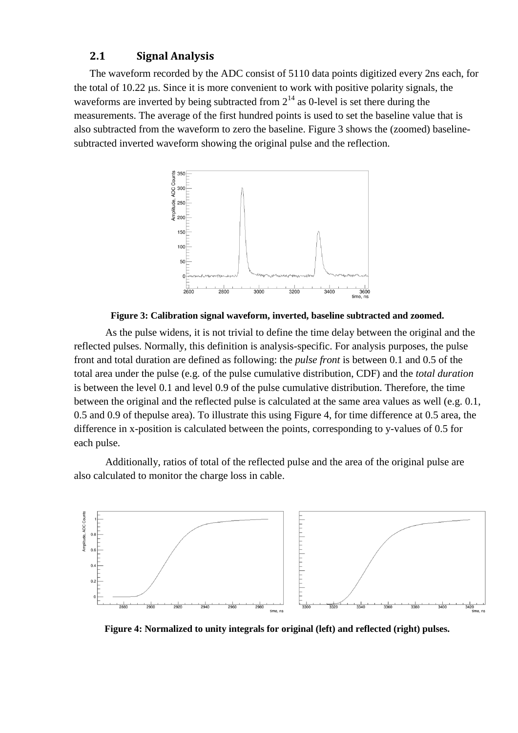## 2.1 Signal Analysis

The waveform recorded by the ADC consist of 5110 data points digitized every 2ns each, for the total of 10.22 μs. Since it is more convenient to work with positive polarity signals, the waveforms are inverted by being subtracted from $2^{14}$ as 0-level is set there during the measurements. The average of the first hundred points is used to set the baseline value that is also subtracted from the waveform to zero the baseline. Figure 3 shows the (zoomed) baseline-subtracted inverted waveform showing the original pulse and the reflection.

**Figure 3: Calibration signal waveform, inverted, baseline subtracted and zoomed.**

As the pulse widens, it is not trivial to define the time delay between the original and the reflected pulses. Normally, this definition is analysis-specific. For analysis purposes, the pulse front and total duration are defined as following: the *pulse front* is between 0.1 and 0.5 of the total area under the pulse (e.g. of the pulse cumulative distribution, CDF) and the *total duration* is between the level 0.1 and level 0.9 of the pulse cumulative distribution. Therefore, the time between the original and the reflected pulse is calculated at the same area values as well (e.g. 0.1, 0.5 and 0.9 of thepulse area). To illustrate this using Figure 4, for time difference at 0.5 area, the difference in x-position is calculated between the points, corresponding to y-values of 0.5 for each pulse.

Additionally, ratios of total of the reflected pulse and the area of the original pulse are also calculated to monitor the charge loss in cable.

**Figure 4: Normalized to unity integrals for original (left) and reflected (right) pulses.**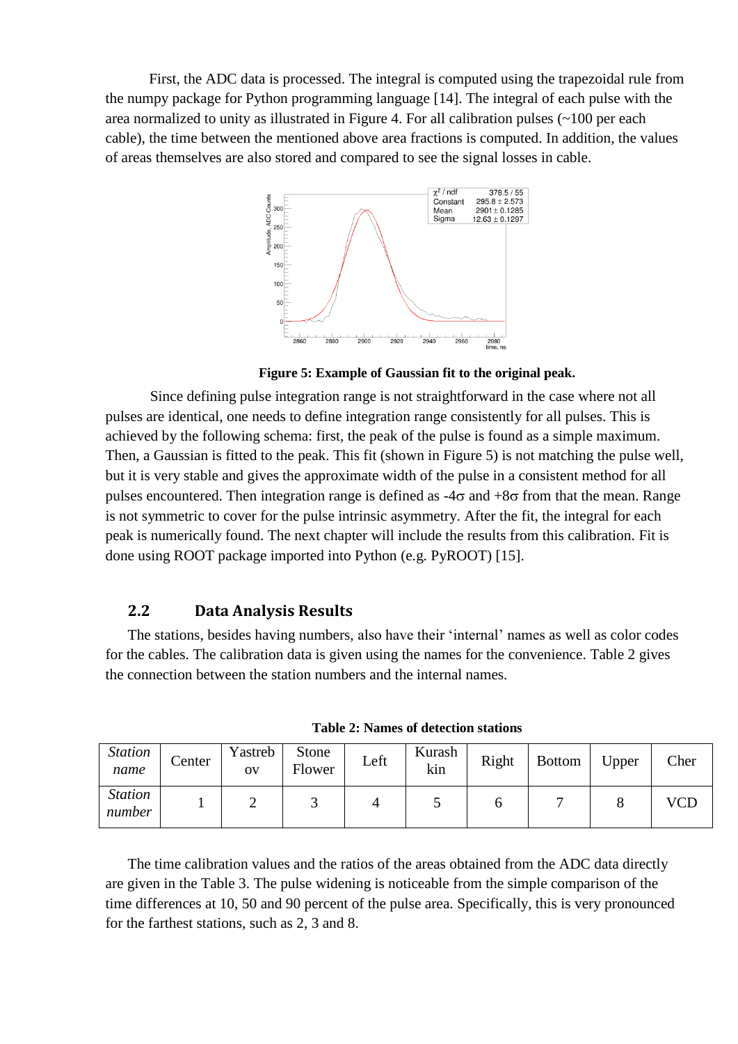First, the ADC data is processed. The integral is computed using the trapezoidal rule from the numpy package for Python programming language [14]. The integral of each pulse with the area normalized to unity as illustrated in Figure 4. For all calibration pulses (~100 per each cable), the time between the mentioned above area fractions is computed. In addition, the values of areas themselves are also stored and compared to see the signal losses in cable.

**Figure 5: Example of Gaussian fit to the original peak.**

Since defining pulse integration range is not straightforward in the case where not all pulses are identical, one needs to define integration range consistently for all pulses. This is achieved by the following schema: first, the peak of the pulse is found as a simple maximum. Then, a Gaussian is fitted to the peak. This fit (shown in Figure 5) is not matching the pulse well, but it is very stable and gives the approximate width of the pulse in a consistent method for all pulses encountered. Then integration range is defined as $-4\sigma$ and $+8\sigma$ from that the mean. Range is not symmetric to cover for the pulse intrinsic asymmetry. After the fit, the integral for each peak is numerically found. The next chapter will include the results from this calibration. Fit is done using ROOT package imported into Python (e.g. PyROOT) [15].

## 2.2 Data Analysis Results

The stations, besides having numbers, also have their 'internal' names as well as color codes for the cables. The calibration data is given using the names for the convenience. Table 2 gives the connection between the station numbers and the internal names.

**Table 2: Names of detection stations**

| *Station name* | Center | Yastrebov | Stone Flower | Left | Kurashkin | Right | Bottom | Upper | Cher |
|---|---|---|---|---|---|---|---|---|---|
| *Station number* | 1 | 2 | 3 | 4 | 5 | 6 | 7 | 8 | VCD |

The time calibration values and the ratios of the areas obtained from the ADC data directly are given in the Table 3. The pulse widening is noticeable from the simple comparison of the time differences at 10, 50 and 90 percent of the pulse area. Specifically, this is very pronounced for the farthest stations, such as 2, 3 and 8.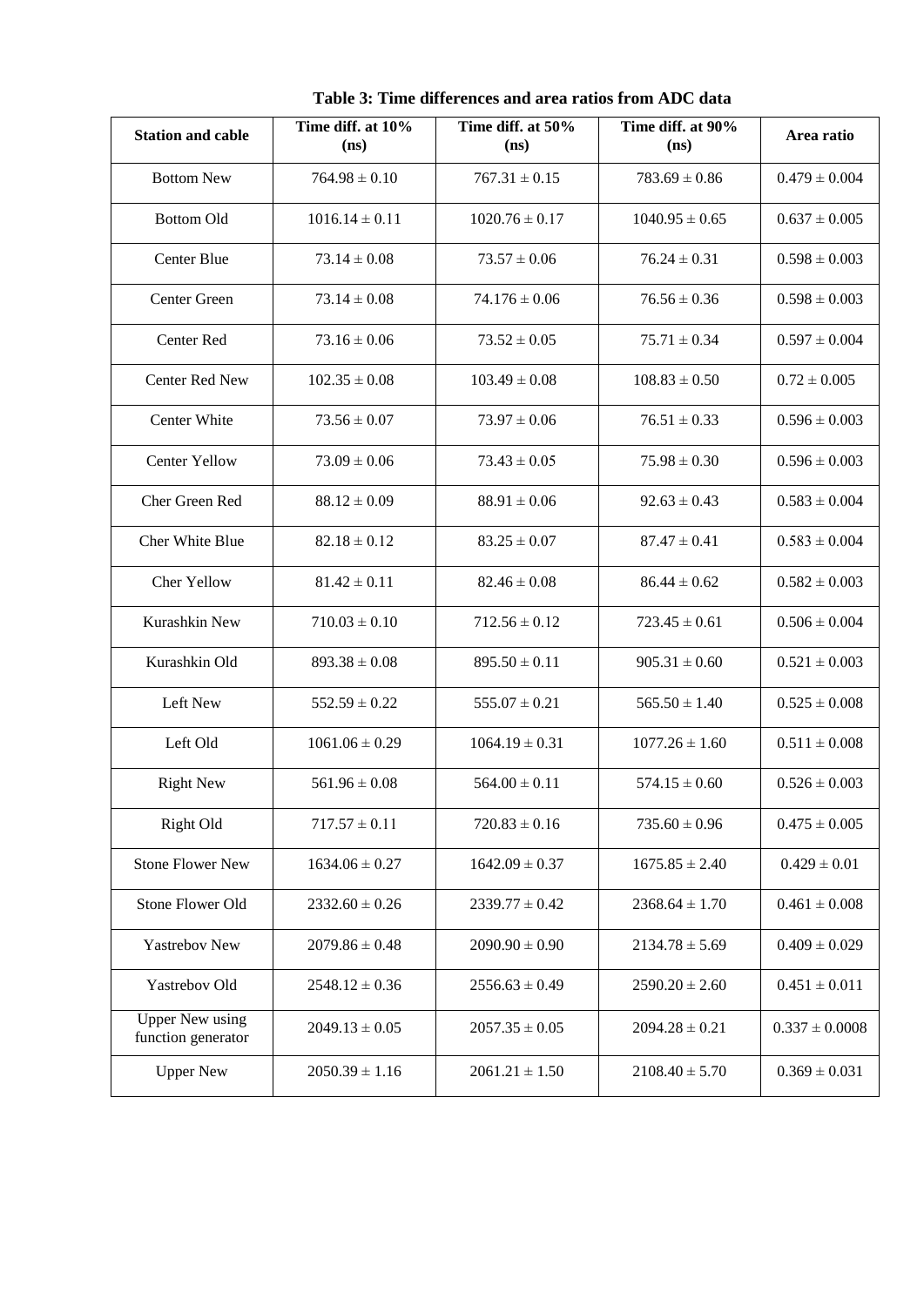**Table 3: Time differences and area ratios from ADC data**

| Station and cable | Time diff. at 10% (ns) | Time diff. at 50% (ns) | Time diff. at 90% (ns) | Area ratio |
|---|---|---|---|---|
| Bottom New | $764.98 \pm 0.10$ | $767.31 \pm 0.15$ | $783.69 \pm 0.86$ | $0.479 \pm 0.004$ |
| Bottom Old | $1016.14 \pm 0.11$ | $1020.76 \pm 0.17$ | $1040.95 \pm 0.65$ | $0.637 \pm 0.005$ |
| Center Blue | $73.14 \pm 0.08$ | $73.57 \pm 0.06$ | $76.24 \pm 0.31$ | $0.598 \pm 0.003$ |
| Center Green | $73.14 \pm 0.08$ | $74.176 \pm 0.06$ | $76.56 \pm 0.36$ | $0.598 \pm 0.003$ |
| Center Red | $73.16 \pm 0.06$ | $73.52 \pm 0.05$ | $75.71 \pm 0.34$ | $0.597 \pm 0.004$ |
| Center Red New | $102.35 \pm 0.08$ | $103.49 \pm 0.08$ | $108.83 \pm 0.50$ | $0.72 \pm 0.005$ |
| Center White | $73.56 \pm 0.07$ | $73.97 \pm 0.06$ | $76.51 \pm 0.33$ | $0.596 \pm 0.003$ |
| Center Yellow | $73.09 \pm 0.06$ | $73.43 \pm 0.05$ | $75.98 \pm 0.30$ | $0.596 \pm 0.003$ |
| Cher Green Red | $88.12 \pm 0.09$ | $88.91 \pm 0.06$ | $92.63 \pm 0.43$ | $0.583 \pm 0.004$ |
| Cher White Blue | $82.18 \pm 0.12$ | $83.25 \pm 0.07$ | $87.47 \pm 0.41$ | $0.583 \pm 0.004$ |
| Cher Yellow | $81.42 \pm 0.11$ | $82.46 \pm 0.08$ | $86.44 \pm 0.62$ | $0.582 \pm 0.003$ |
| Kurashkin New | $710.03 \pm 0.10$ | $712.56 \pm 0.12$ | $723.45 \pm 0.61$ | $0.506 \pm 0.004$ |
| Kurashkin Old | $893.38 \pm 0.08$ | $895.50 \pm 0.11$ | $905.31 \pm 0.60$ | $0.521 \pm 0.003$ |
| Left New | $552.59 \pm 0.22$ | $555.07 \pm 0.21$ | $565.50 \pm 1.40$ | $0.525 \pm 0.008$ |
| Left Old | $1061.06 \pm 0.29$ | $1064.19 \pm 0.31$ | $1077.26 \pm 1.60$ | $0.511 \pm 0.008$ |
| Right New | $561.96 \pm 0.08$ | $564.00 \pm 0.11$ | $574.15 \pm 0.60$ | $0.526 \pm 0.003$ |
| Right Old | $717.57 \pm 0.11$ | $720.83 \pm 0.16$ | $735.60 \pm 0.96$ | $0.475 \pm 0.005$ |
| Stone Flower New | $1634.06 \pm 0.27$ | $1642.09 \pm 0.37$ | $1675.85 \pm 2.40$ | $0.429 \pm 0.01$ |
| Stone Flower Old | $2332.60 \pm 0.26$ | $2339.77 \pm 0.42$ | $2368.64 \pm 1.70$ | $0.461 \pm 0.008$ |
| Yastrebov New | $2079.86 \pm 0.48$ | $2090.90 \pm 0.90$ | $2134.78 \pm 5.69$ | $0.409 \pm 0.029$ |
| Yastrebov Old | $2548.12 \pm 0.36$ | $2556.63 \pm 0.49$ | $2590.20 \pm 2.60$ | $0.451 \pm 0.011$ |
| Upper New using function generator | $2049.13 \pm 0.05$ | $2057.35 \pm 0.05$ | $2094.28 \pm 0.21$ | $0.337 \pm 0.0008$ |
| Upper New | $2050.39 \pm 1.16$ | $2061.21 \pm 1.50$ | $2108.40 \pm 5.70$ | $0.369 \pm 0.031$ |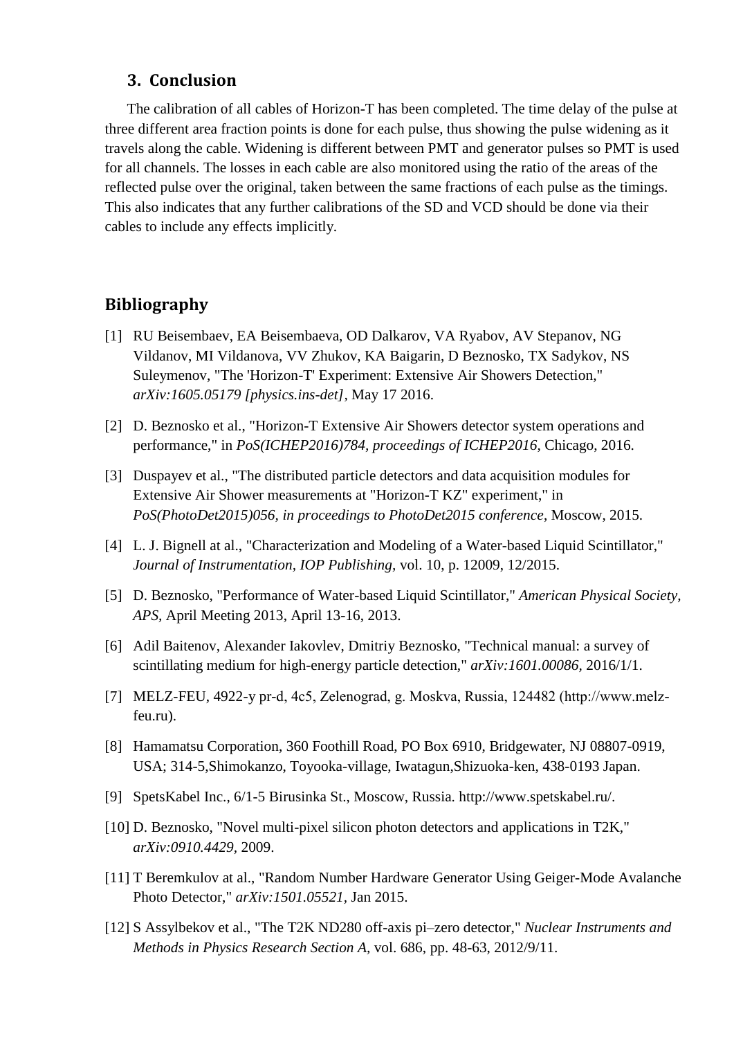## 3. Conclusion

The calibration of all cables of Horizon-T has been completed. The time delay of the pulse at three different area fraction points is done for each pulse, thus showing the pulse widening as it travels along the cable. Widening is different between PMT and generator pulses so PMT is used for all channels. The losses in each cable are also monitored using the ratio of the areas of the reflected pulse over the original, taken between the same fractions of each pulse as the timings. This also indicates that any further calibrations of the SD and VCD should be done via their cables to include any effects implicitly.

## Bibliography

[1] RU Beisembaev, EA Beisembaeva, OD Dalkarov, VA Ryabov, AV Stepanov, NG Vildanov, MI Vildanova, VV Zhukov, KA Baigarin, D Beznosko, TX Sadykov, NS Suleymenov, "The 'Horizon-T' Experiment: Extensive Air Showers Detection," *arXiv:1605.05179 [physics.ins-det]*, May 17 2016.

[2] D. Beznosko et al., "Horizon-T Extensive Air Showers detector system operations and performance," in *PoS(ICHEP2016)784, proceedings of ICHEP2016*, Chicago, 2016.

[3] Duspayev et al., "The distributed particle detectors and data acquisition modules for Extensive Air Shower measurements at "Horizon-T KZ" experiment," in *PoS(PhotoDet2015)056, in proceedings to PhotoDet2015 conference*, Moscow, 2015.

[4] L. J. Bignell at al., "Characterization and Modeling of a Water-based Liquid Scintillator," *Journal of Instrumentation, IOP Publishing,* vol. 10, p. 12009, 12/2015.

[5] D. Beznosko, "Performance of Water-based Liquid Scintillator," *American Physical Society, APS*, April Meeting 2013, April 13-16, 2013.

[6] Adil Baitenov, Alexander Iakovlev, Dmitriy Beznosko, "Technical manual: a survey of scintillating medium for high-energy particle detection," *arXiv:1601.00086*, 2016/1/1.

[7] MELZ-FEU, 4922-y pr-d, 4c5, Zelenograd, g. Moskva, Russia, 124482 (http://www.melz-feu.ru).

[8] Hamamatsu Corporation, 360 Foothill Road, PO Box 6910, Bridgewater, NJ 08807-0919, USA; 314-5,Shimokanzo, Toyooka-village, Iwatagun,Shizuoka-ken, 438-0193 Japan.

[9] SpetsKabel Inc., 6/1-5 Birusinka St., Moscow, Russia. http://www.spetskabel.ru/.

[10] D. Beznosko, "Novel multi-pixel silicon photon detectors and applications in T2K," *arXiv:0910.4429*, 2009.

[11] T Beremkulov at al., "Random Number Hardware Generator Using Geiger-Mode Avalanche Photo Detector," *arXiv:1501.05521*, Jan 2015.

[12] S Assylbekov et al., "The T2K ND280 off-axis pi–zero detector," *Nuclear Instruments and Methods in Physics Research Section A*, vol. 686, pp. 48-63, 2012/9/11.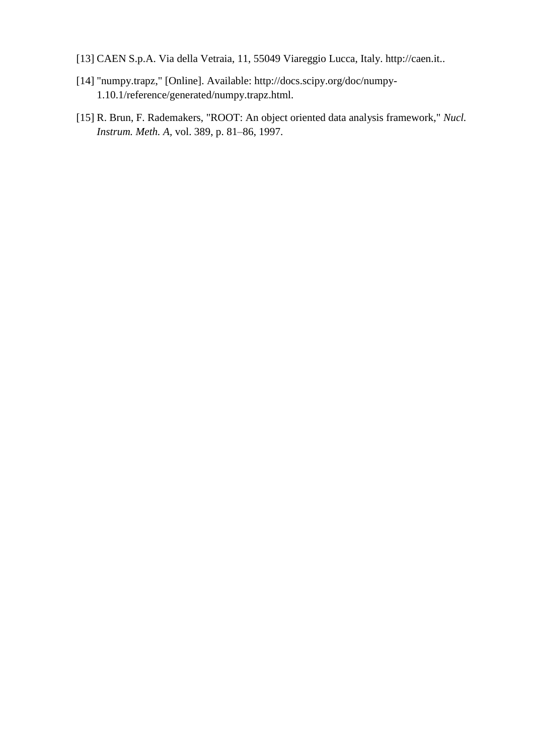[13] CAEN S.p.A. Via della Vetraia, 11, 55049 Viareggio Lucca, Italy. http://caen.it..

[14] "numpy.trapz," [Online]. Available: http://docs.scipy.org/doc/numpy-1.10.1/reference/generated/numpy.trapz.html.

[15] R. Brun, F. Rademakers, "ROOT: An object oriented data analysis framework," *Nucl. Instrum. Meth. A*, vol. 389, p. 81–86, 1997.